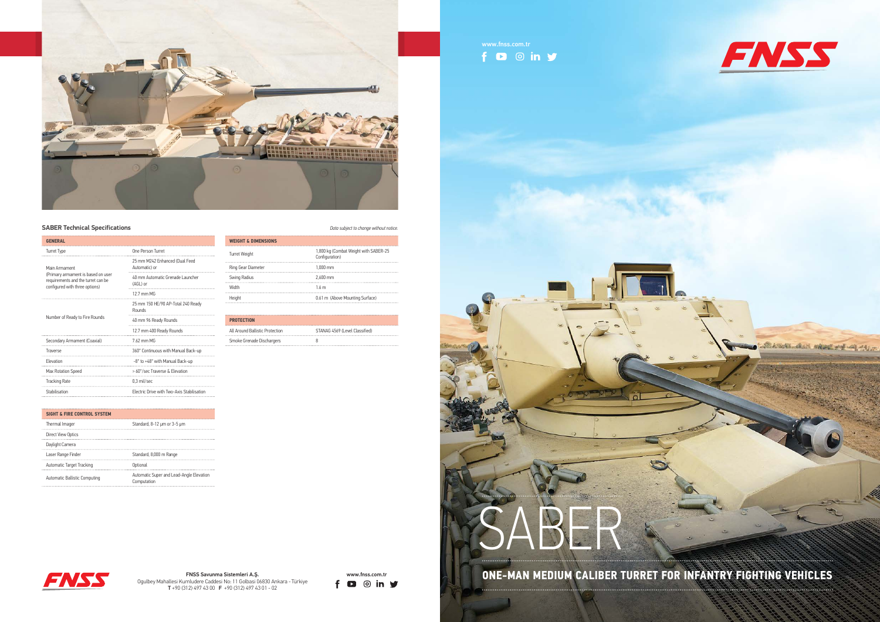# SABER

## ONE-MAN MEDIUM CALIBER TURRET FOR INFANTRY FIGHTING VEHICLES

www.fnss.com.tr

## SABER Technical Specifications

*Data subject to change without notice.*

| GENERAL | |
|---|---|
| Turret Type | One Person Turret |
| Main Armament (Primary armament is based on user requirements and the turret can be configured with three options) | 25 mm M242 Enhanced (Dual Feed Automatic) or |
| | 40 mm Automatic Grenade Launcher (AGL) or |
| | 12.7 mm MG |
| Number of Ready to Fire Rounds | 25 mm 150 HE/90 AP-Total 240 Ready Rounds |
| | 40 mm 96 Ready Rounds |
| | 12.7 mm 400 Ready Rounds |
| Secondary Armament (Coaxial) | 7.62 mm MG |
| Traverse | 360° Continuous with Manual Back-up |
| Elevation | -8° to +48° with Manual Back-up |
| Max Rotation Speed | > 60°/sec Traverse & Elevation |
| Tracking Rate | 0,3 mil/sec |
| Stabilisation | Electric Drive with Two-Axis Stabilisation |

| SIGHT & FIRE CONTROL SYSTEM | |
|---|---|
| Thermal Imager | Standard, 8-12 µm or 3-5 µm |
| Direct View Optics | |
| Daylight Camera | |
| Laser Range Finder | Standard, 8,000 m Range |
| Automatic Target Tracking | Optional |
| Automatic Ballistic Computing | Automatic Super and Lead-Angle Elevation Computation |

| WEIGHT & DIMENSIONS | |
|---|---|
| Turret Weight | 1,800 kg (Combat Weight with SABER-25 Configuration) |
| Ring Gear Diameter | 1,000 mm |
| Swing Radius | 2,600 mm |
| Width | 1.6 m |
| Height | 0.61 m (Above Mounting Surface) |

| PROTECTION | |
|---|---|
| All Around Ballistic Protection | STANAG 4569 (Level Classified) |
| Smoke Grenade Dischargers | 8 |

**FNSS Savunma Sistemleri A.Ş.**
Ogulbey Mahallesi Kumludere Caddesi No: 11 Golbasi 06830 Ankara - Türkiye
**T** +90 (312) 497 43 00 **F** +90 (312) 497 43 01 - 02

www.fnss.com.tr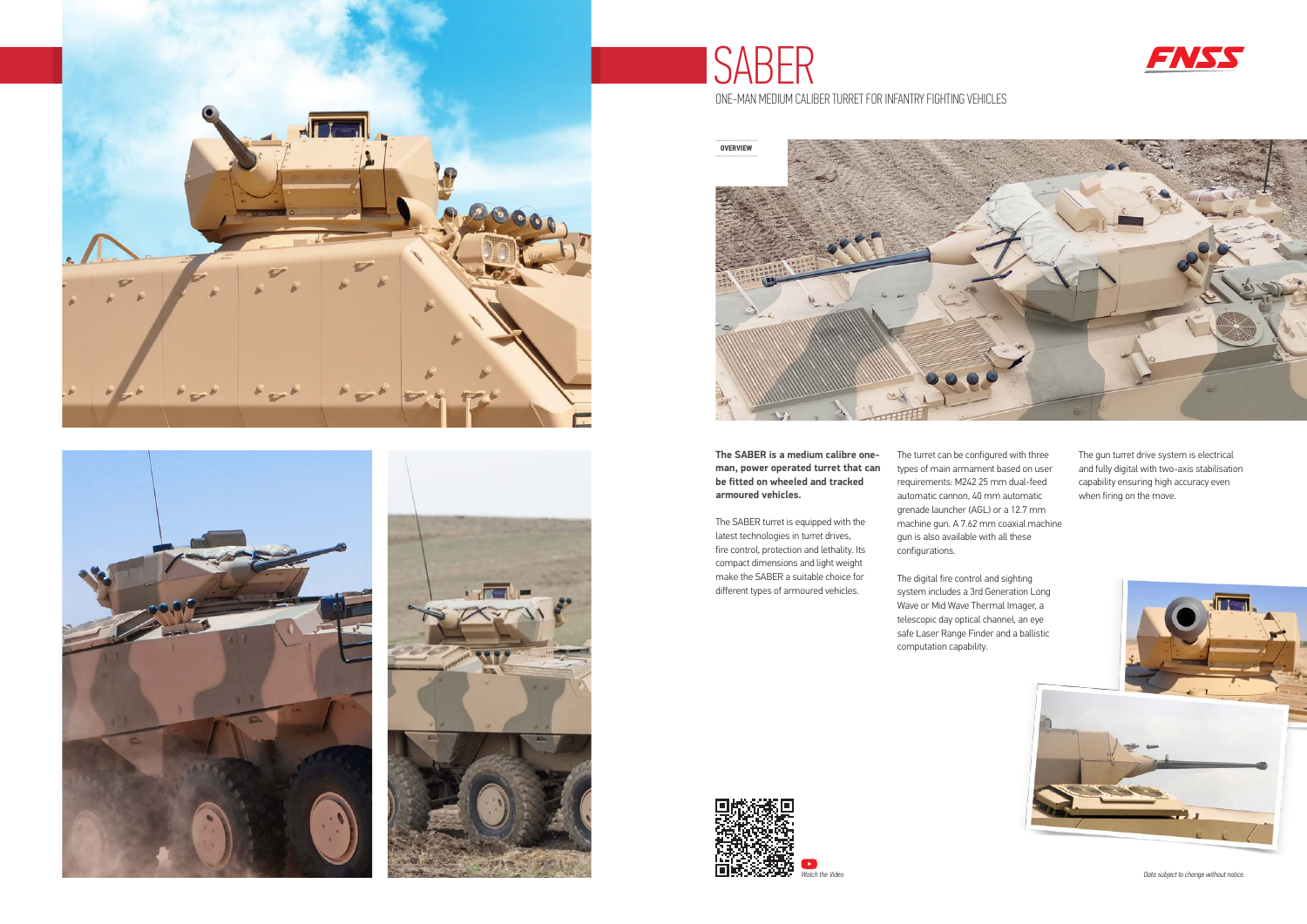# SABER

ONE-MAN MEDIUM CALIBER TURRET FOR INFANTRY FIGHTING VEHICLES

FNSS

OVERVIEW

**The SABER is a medium calibre one-man, power operated turret that can be fitted on wheeled and tracked armoured vehicles.**

The SABER turret is equipped with the latest technologies in turret drives, fire control, protection and lethality. Its compact dimensions and light weight make the SABER a suitable choice for different types of armoured vehicles.

The turret can be configured with three types of main armament based on user requirements: M242 25 mm dual-feed automatic cannon, 40 mm automatic grenade launcher (AGL) or a 12.7 mm machine gun. A 7.62 mm coaxial machine gun is also available with all these configurations.

The digital fire control and sighting system includes a 3rd Generation Long Wave or Mid Wave Thermal Imager, a telescopic day optical channel, an eye safe Laser Range Finder and a ballistic computation capability.

The gun turret drive system is electrical and fully digital with two-axis stabilisation capability ensuring high accuracy even when firing on the move.

*Watch the Video*

*Data subject to change without notice.*